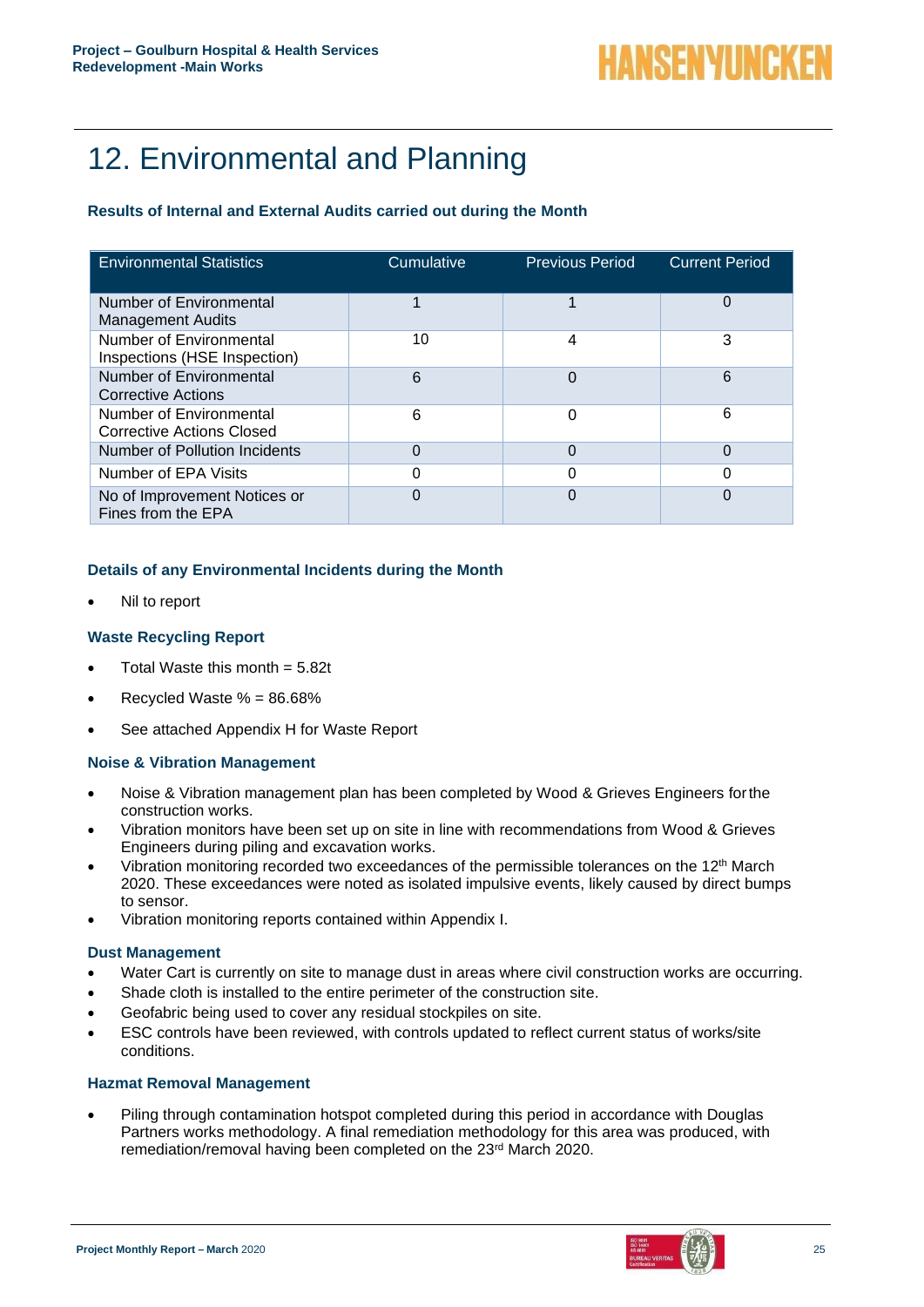# 12. Environmental and Planning

### Results of Internal and External Audits carried out during the Month

| Environmental Statistics | Cumulative | Previous Period | Current Period |
|---|---|---|---|
| Number of Environmental Management Audits | 1 | 1 | 0 |
| Number of Environmental Inspections (HSE Inspection) | 10 | 4 | 3 |
| Number of Environmental Corrective Actions | 6 | 0 | 6 |
| Number of Environmental Corrective Actions Closed | 6 | 0 | 6 |
| Number of Pollution Incidents | 0 | 0 | 0 |
| Number of EPA Visits | 0 | 0 | 0 |
| No of Improvement Notices or Fines from the EPA | 0 | 0 | 0 |

### Details of any Environmental Incidents during the Month

- Nil to report

### Waste Recycling Report

- Total Waste this month = 5.82t
- Recycled Waste % = 86.68%
- See attached Appendix H for Waste Report

### Noise & Vibration Management

- Noise & Vibration management plan has been completed by Wood & Grieves Engineers for the construction works.
- Vibration monitors have been set up on site in line with recommendations from Wood & Grieves Engineers during piling and excavation works.
- Vibration monitoring recorded two exceedances of the permissible tolerances on the 12th March 2020. These exceedances were noted as isolated impulsive events, likely caused by direct bumps to sensor.
- Vibration monitoring reports contained within Appendix I.

### Dust Management

- Water Cart is currently on site to manage dust in areas where civil construction works are occurring.
- Shade cloth is installed to the entire perimeter of the construction site.
- Geofabric being used to cover any residual stockpiles on site.
- ESC controls have been reviewed, with controls updated to reflect current status of works/site conditions.

### Hazmat Removal Management

- Piling through contamination hotspot completed during this period in accordance with Douglas Partners works methodology. A final remediation methodology for this area was produced, with remediation/removal having been completed on the 23rd March 2020.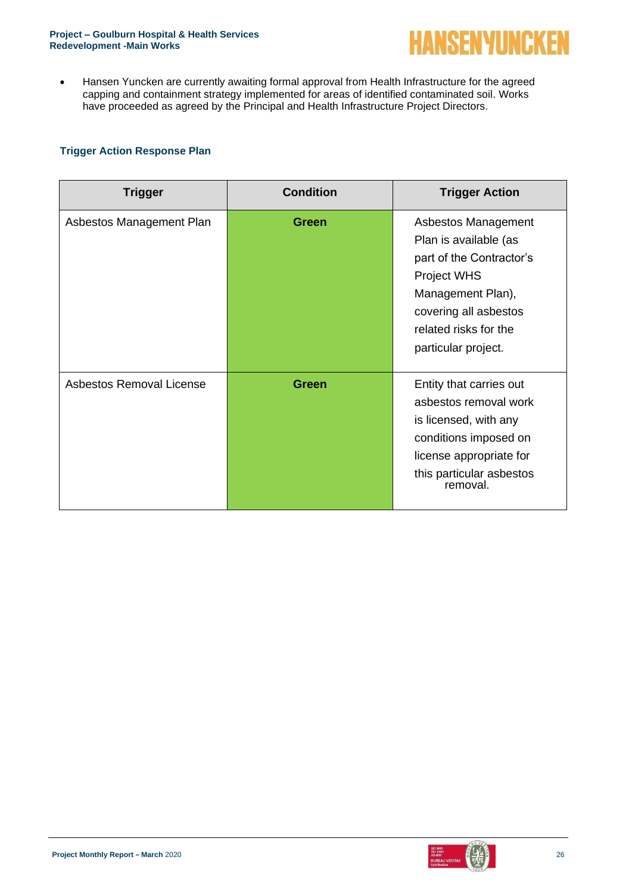- Hansen Yuncken are currently awaiting formal approval from Health Infrastructure for the agreed capping and containment strategy implemented for areas of identified contaminated soil. Works have proceeded as agreed by the Principal and Health Infrastructure Project Directors.

### Trigger Action Response Plan

| Trigger | Condition | Trigger Action |
|---|---|---|
| Asbestos Management Plan | **Green** | Asbestos Management Plan is available (as part of the Contractor's Project WHS Management Plan), covering all asbestos related risks for the particular project. |
| Asbestos Removal License | **Green** | Entity that carries out asbestos removal work is licensed, with any conditions imposed on license appropriate for this particular asbestos removal. |